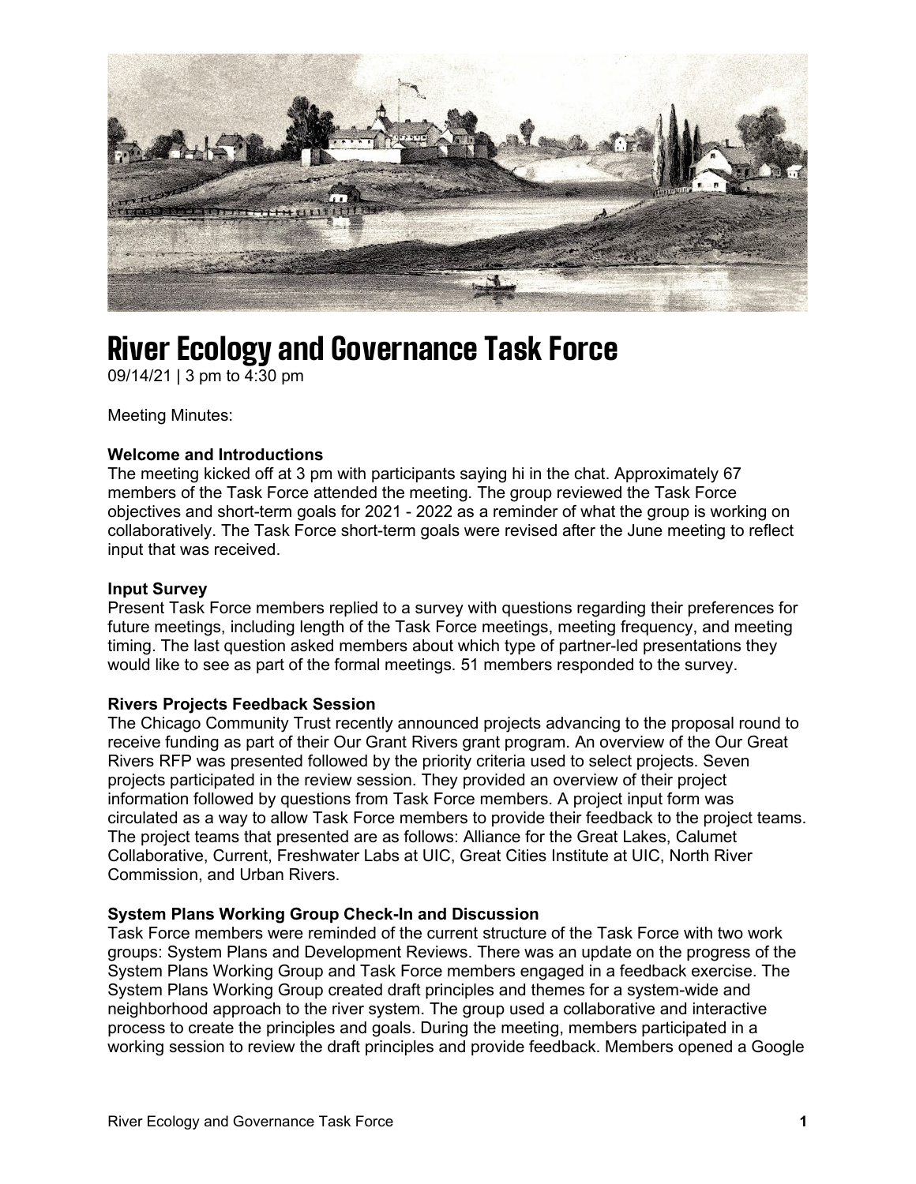# River Ecology and Governance Task Force

09/14/21 | 3 pm to 4:30 pm

Meeting Minutes:

**Welcome and Introductions**

The meeting kicked off at 3 pm with participants saying hi in the chat. Approximately 67 members of the Task Force attended the meeting. The group reviewed the Task Force objectives and short-term goals for 2021 - 2022 as a reminder of what the group is working on collaboratively. The Task Force short-term goals were revised after the June meeting to reflect input that was received.

**Input Survey**

Present Task Force members replied to a survey with questions regarding their preferences for future meetings, including length of the Task Force meetings, meeting frequency, and meeting timing. The last question asked members about which type of partner-led presentations they would like to see as part of the formal meetings. 51 members responded to the survey.

**Rivers Projects Feedback Session**

The Chicago Community Trust recently announced projects advancing to the proposal round to receive funding as part of their Our Grant Rivers grant program. An overview of the Our Great Rivers RFP was presented followed by the priority criteria used to select projects. Seven projects participated in the review session. They provided an overview of their project information followed by questions from Task Force members. A project input form was circulated as a way to allow Task Force members to provide their feedback to the project teams. The project teams that presented are as follows: Alliance for the Great Lakes, Calumet Collaborative, Current, Freshwater Labs at UIC, Great Cities Institute at UIC, North River Commission, and Urban Rivers.

**System Plans Working Group Check-In and Discussion**

Task Force members were reminded of the current structure of the Task Force with two work groups: System Plans and Development Reviews. There was an update on the progress of the System Plans Working Group and Task Force members engaged in a feedback exercise. The System Plans Working Group created draft principles and themes for a system-wide and neighborhood approach to the river system. The group used a collaborative and interactive process to create the principles and goals. During the meeting, members participated in a working session to review the draft principles and provide feedback. Members opened a Google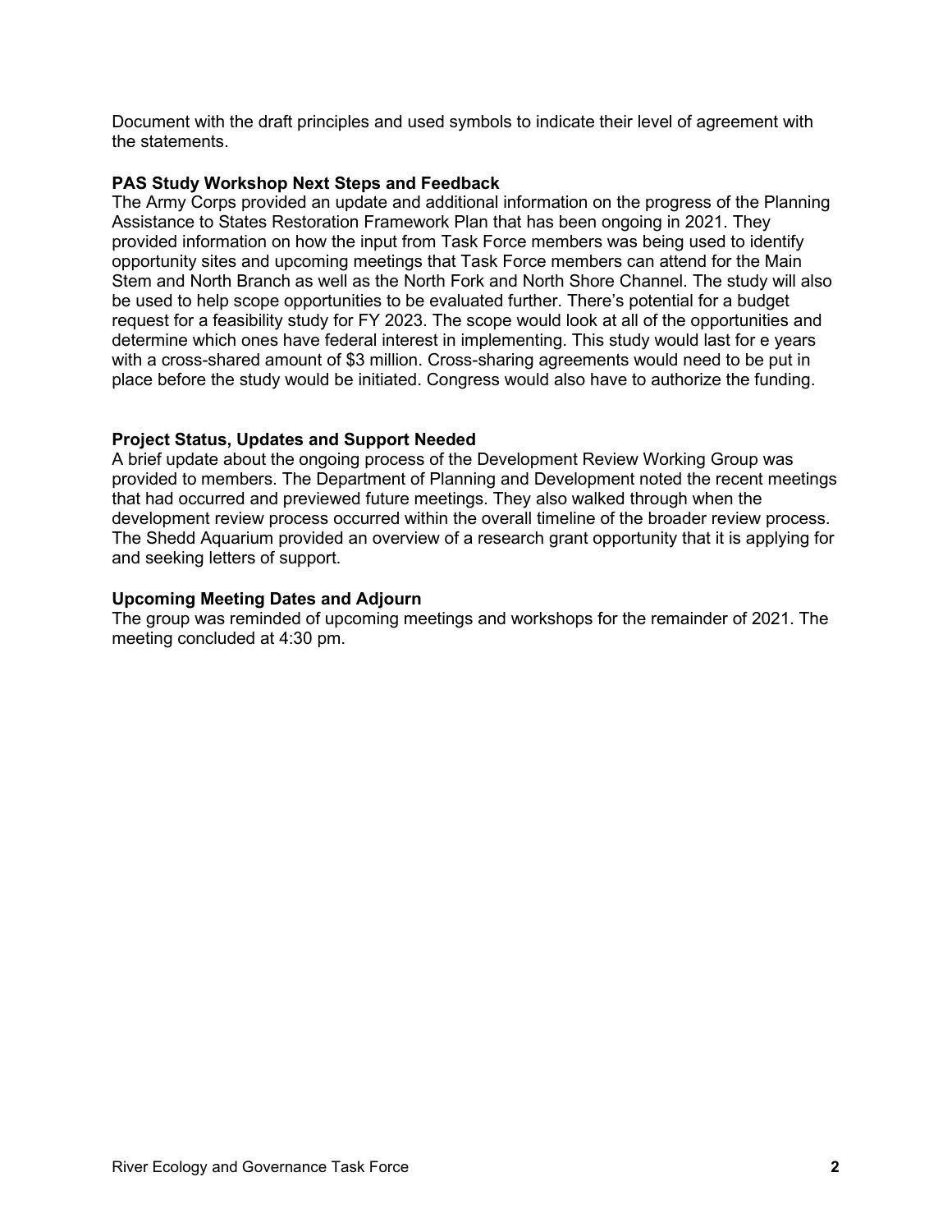Document with the draft principles and used symbols to indicate their level of agreement with the statements.

**PAS Study Workshop Next Steps and Feedback**

The Army Corps provided an update and additional information on the progress of the Planning Assistance to States Restoration Framework Plan that has been ongoing in 2021. They provided information on how the input from Task Force members was being used to identify opportunity sites and upcoming meetings that Task Force members can attend for the Main Stem and North Branch as well as the North Fork and North Shore Channel. The study will also be used to help scope opportunities to be evaluated further. There's potential for a budget request for a feasibility study for FY 2023. The scope would look at all of the opportunities and determine which ones have federal interest in implementing. This study would last for e years with a cross-shared amount of $3 million. Cross-sharing agreements would need to be put in place before the study would be initiated. Congress would also have to authorize the funding.

**Project Status, Updates and Support Needed**

A brief update about the ongoing process of the Development Review Working Group was provided to members. The Department of Planning and Development noted the recent meetings that had occurred and previewed future meetings. They also walked through when the development review process occurred within the overall timeline of the broader review process. The Shedd Aquarium provided an overview of a research grant opportunity that it is applying for and seeking letters of support.

**Upcoming Meeting Dates and Adjourn**

The group was reminded of upcoming meetings and workshops for the remainder of 2021. The meeting concluded at 4:30 pm.